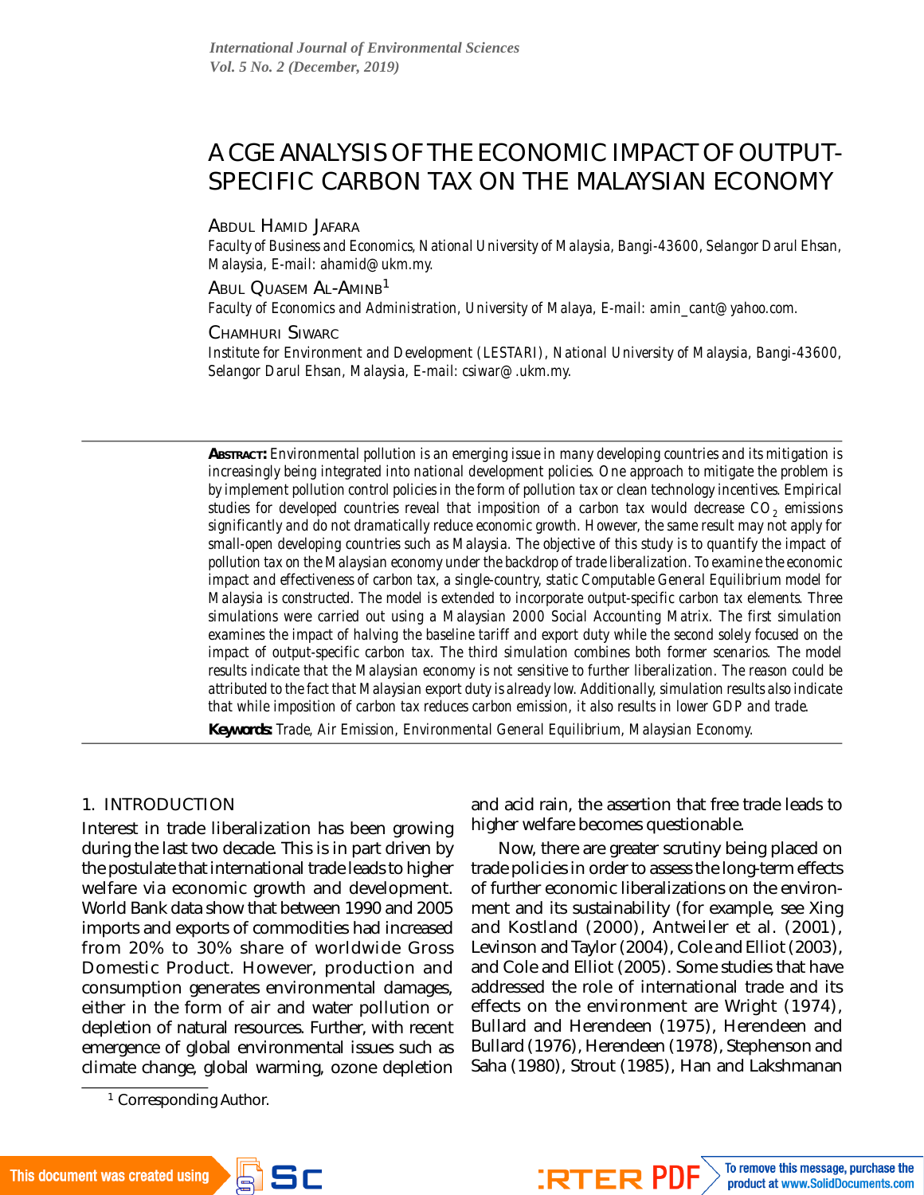# A CGE ANALYSIS OF THE ECONOMIC IMPACT OF OUTPUT-SPECIFIC CARBON TAX ON THE MALAYSIAN ECONOMY

**Abdul Hamid Jafara**

*Faculty of Business and Economics, National University of Malaysia, Bangi-43600, Selangor Darul Ehsan, Malaysia, E-mail: ahamid@ukm.my.*

**Abul Quasem Al-Aminb**[1]

*Faculty of Economics and Administration, University of Malaya, E-mail: amin_cant@yahoo.com.*

**Chamhuri Siwarc**

*Institute for Environment and Development (LESTARI), National University of Malaysia, Bangi-43600, Selangor Darul Ehsan, Malaysia, E-mail: csiwar@.ukm.my.*

---

**Abstract:** *Environmental pollution is an emerging issue in many developing countries and its mitigation is increasingly being integrated into national development policies. One approach to mitigate the problem is by implement pollution control policies in the form of pollution tax or clean technology incentives. Empirical studies for developed countries reveal that imposition of a carbon tax would decrease $CO_2$ emissions significantly and do not dramatically reduce economic growth. However, the same result may not apply for small-open developing countries such as Malaysia. The objective of this study is to quantify the impact of pollution tax on the Malaysian economy under the backdrop of trade liberalization. To examine the economic impact and effectiveness of carbon tax, a single-country, static Computable General Equilibrium model for Malaysia is constructed. The model is extended to incorporate output-specific carbon tax elements. Three simulations were carried out using a Malaysian 2000 Social Accounting Matrix. The first simulation examines the impact of halving the baseline tariff and export duty while the second solely focused on the impact of output-specific carbon tax. The third simulation combines both former scenarios. The model results indicate that the Malaysian economy is not sensitive to further liberalization. The reason could be attributed to the fact that Malaysian export duty is already low. Additionally, simulation results also indicate that while imposition of carbon tax reduces carbon emission, it also results in lower GDP and trade.*

**Keywords:** *Trade, Air Emission, Environmental General Equilibrium, Malaysian Economy.*

---

## 1. INTRODUCTION

Interest in trade liberalization has been growing during the last two decade. This is in part driven by the postulate that international trade leads to higher welfare via economic growth and development. World Bank data show that between 1990 and 2005 imports and exports of commodities had increased from 20% to 30% share of worldwide Gross Domestic Product. However, production and consumption generates environmental damages, either in the form of air and water pollution or depletion of natural resources. Further, with recent emergence of global environmental issues such as climate change, global warming, ozone depletion and acid rain, the assertion that free trade leads to higher welfare becomes questionable.

Now, there are greater scrutiny being placed on trade policies in order to assess the long-term effects of further economic liberalizations on the environment and its sustainability (for example, see Xing and Kostland (2000), Antweiler et al. (2001), Levinson and Taylor (2004), Cole and Elliot (2003), and Cole and Elliot (2005). Some studies that have addressed the role of international trade and its effects on the environment are Wright (1974), Bullard and Herendeen (1975), Herendeen and Bullard (1976), Herendeen (1978), Stephenson and Saha (1980), Strout (1985), Han and Lakshmanan

[1] Corresponding Author.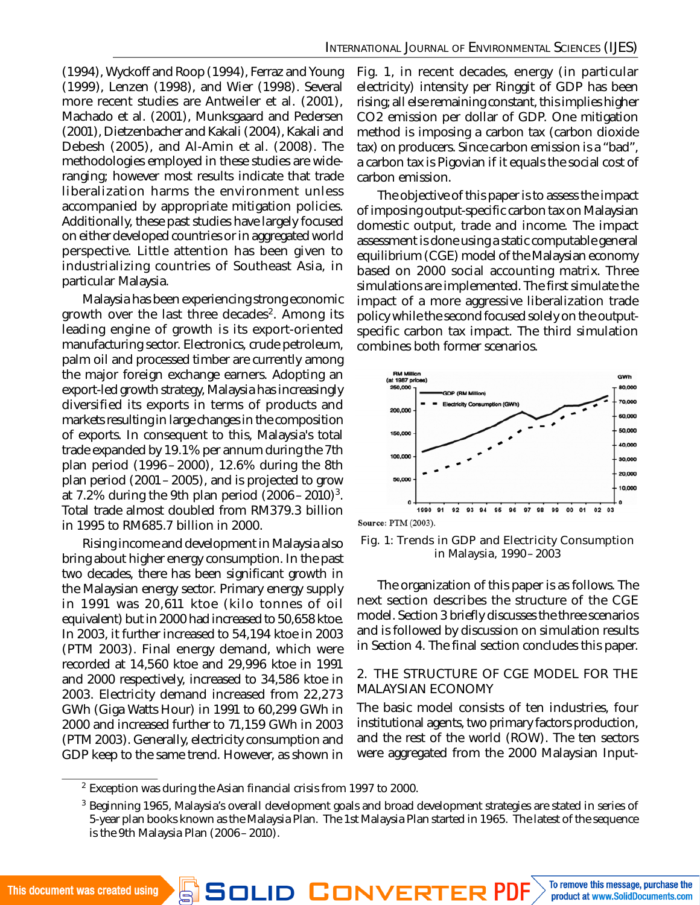(1994), Wyckoff and Roop (1994), Ferraz and Young (1999), Lenzen (1998), and Wier (1998). Several more recent studies are Antweiler et al. (2001), Machado et al. (2001), Munksgaard and Pedersen (2001), Dietzenbacher and Kakali (2004), Kakali and Debesh (2005), and Al-Amin et al. (2008). The methodologies employed in these studies are wide-ranging; however most results indicate that trade liberalization harms the environment unless accompanied by appropriate mitigation policies. Additionally, these past studies have largely focused on either developed countries or in aggregated world perspective. Little attention has been given to industrializing countries of Southeast Asia, in particular Malaysia.

Malaysia has been experiencing strong economic growth over the last three decades[2]. Among its leading engine of growth is its export-oriented manufacturing sector. Electronics, crude petroleum, palm oil and processed timber are currently among the major foreign exchange earners. Adopting an export-led growth strategy, Malaysia has increasingly diversified its exports in terms of products and markets resulting in large changes in the composition of exports. In consequent to this, Malaysia's total trade expanded by 19.1% per annum during the 7th plan period (1996 – 2000), 12.6% during the 8th plan period (2001 – 2005), and is projected to grow at 7.2% during the 9th plan period (2006 – 2010)[3]. Total trade almost doubled from RM379.3 billion in 1995 to RM685.7 billion in 2000.

Rising income and development in Malaysia also bring about higher energy consumption. In the past two decades, there has been significant growth in the Malaysian energy sector. Primary energy supply in 1991 was 20,611 ktoe (kilo tonnes of oil equivalent) but in 2000 had increased to 50,658 ktoe. In 2003, it further increased to 54,194 ktoe in 2003 (PTM 2003). Final energy demand, which were recorded at 14,560 ktoe and 29,996 ktoe in 1991 and 2000 respectively, increased to 34,586 ktoe in 2003. Electricity demand increased from 22,273 GWh (Giga Watts Hour) in 1991 to 60,299 GWh in 2000 and increased further to 71,159 GWh in 2003 (PTM 2003). Generally, electricity consumption and GDP keep to the same trend. However, as shown in Fig. 1, in recent decades, energy (in particular electricity) intensity per Ringgit of GDP has been rising; all else remaining constant, this implies higher $CO_2$ emission per dollar of GDP. One mitigation method is imposing a carbon tax (carbon dioxide tax) on producers. Since carbon emission is a "bad", a carbon tax is Pigovian if it equals the social cost of carbon emission.

The objective of this paper is to assess the impact of imposing output-specific carbon tax on Malaysian domestic output, trade and income. The impact assessment is done using a static computable general equilibrium (CGE) model of the Malaysian economy based on 2000 social accounting matrix. Three simulations are implemented. The first simulate the impact of a more aggressive liberalization trade policy while the second focused solely on the output-specific carbon tax impact. The third simulation combines both former scenarios.

Source: PTM (2003).

Fig. 1: Trends in GDP and Electricity Consumption in Malaysia, 1990 – 2003

The organization of this paper is as follows. The next section describes the structure of the CGE model. Section 3 briefly discusses the three scenarios and is followed by discussion on simulation results in Section 4. The final section concludes this paper.

## 2. THE STRUCTURE OF CGE MODEL FOR THE MALAYSIAN ECONOMY

The basic model consists of ten industries, four institutional agents, two primary factors production, and the rest of the world (ROW). The ten sectors were aggregated from the 2000 Malaysian Input-

---

[2] Exception was during the Asian financial crisis from 1997 to 2000.

[3] Beginning 1965, Malaysia's overall development goals and broad development strategies are stated in series of 5-year plan books known as the Malaysia Plan. The 1st Malaysia Plan started in 1965. The latest of the sequence is the 9th Malaysia Plan (2006 – 2010).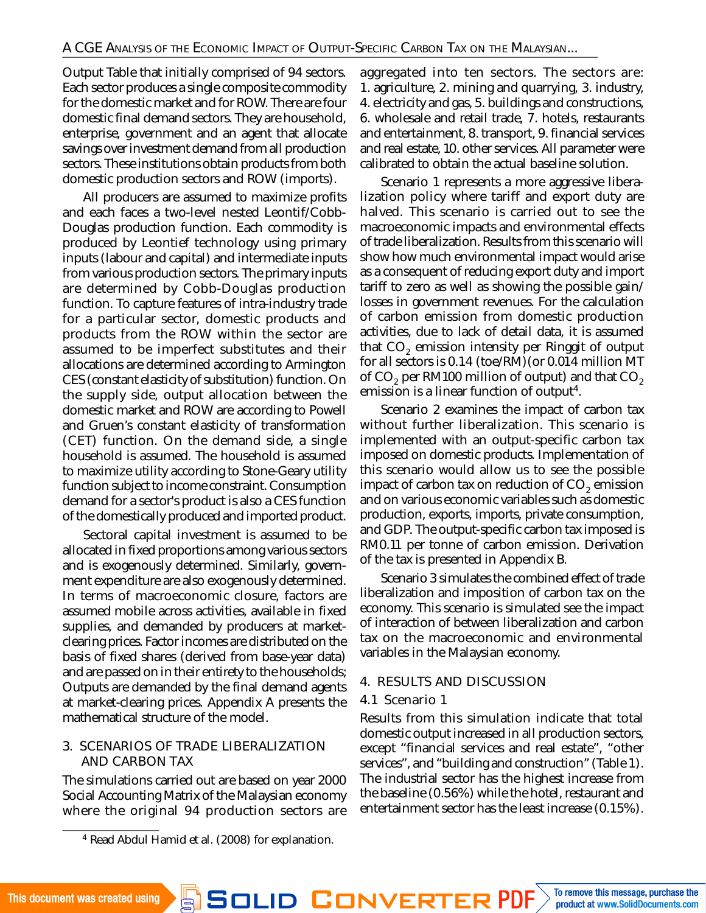Output Table that initially comprised of 94 sectors. Each sector produces a single composite commodity for the domestic market and for ROW. There are four domestic final demand sectors. They are household, enterprise, government and an agent that allocate savings over investment demand from all production sectors. These institutions obtain products from both domestic production sectors and ROW (imports).

All producers are assumed to maximize profits and each faces a two-level nested Leontif/Cobb-Douglas production function. Each commodity is produced by Leontief technology using primary inputs (labour and capital) and intermediate inputs from various production sectors. The primary inputs are determined by Cobb-Douglas production function. To capture features of intra-industry trade for a particular sector, domestic products and products from the ROW within the sector are assumed to be imperfect substitutes and their allocations are determined according to Armington CES (constant elasticity of substitution) function. On the supply side, output allocation between the domestic market and ROW are according to Powell and Gruen's constant elasticity of transformation (CET) function. On the demand side, a single household is assumed. The household is assumed to maximize utility according to Stone-Geary utility function subject to income constraint. Consumption demand for a sector's product is also a CES function of the domestically produced and imported product.

Sectoral capital investment is assumed to be allocated in fixed proportions among various sectors and is exogenously determined. Similarly, government expenditure are also exogenously determined. In terms of macroeconomic closure, factors are assumed mobile across activities, available in fixed supplies, and demanded by producers at market-clearing prices. Factor incomes are distributed on the basis of fixed shares (derived from base-year data) and are passed on in their entirety to the households; Outputs are demanded by the final demand agents at market-clearing prices. Appendix A presents the mathematical structure of the model.

## 3. SCENARIOS OF TRADE LIBERALIZATION AND CARBON TAX

The simulations carried out are based on year 2000 Social Accounting Matrix of the Malaysian economy where the original 94 production sectors are aggregated into ten sectors. The sectors are: 1. agriculture, 2. mining and quarrying, 3. industry, 4. electricity and gas, 5. buildings and constructions, 6. wholesale and retail trade, 7. hotels, restaurants and entertainment, 8. transport, 9. financial services and real estate, 10. other services. All parameter were calibrated to obtain the actual baseline solution.

Scenario 1 represents a more aggressive liberalization policy where tariff and export duty are halved. This scenario is carried out to see the macroeconomic impacts and environmental effects of trade liberalization. Results from this scenario will show how much environmental impact would arise as a consequent of reducing export duty and import tariff to zero as well as showing the possible gain/losses in government revenues. For the calculation of carbon emission from domestic production activities, due to lack of detail data, it is assumed that $CO_2$ emission intensity per Ringgit of output for all sectors is 0.14 (toe/RM)(or 0.014 million MT of $CO_2$ per RM100 million of output) and that $CO_2$ emission is a linear function of output[4].

Scenario 2 examines the impact of carbon tax without further liberalization. This scenario is implemented with an output-specific carbon tax imposed on domestic products. Implementation of this scenario would allow us to see the possible impact of carbon tax on reduction of $CO_2$ emission and on various economic variables such as domestic production, exports, imports, private consumption, and GDP. The output-specific carbon tax imposed is RM0.11 per tonne of carbon emission. Derivation of the tax is presented in Appendix B.

Scenario 3 simulates the combined effect of trade liberalization and imposition of carbon tax on the economy. This scenario is simulated see the impact of interaction of between liberalization and carbon tax on the macroeconomic and environmental variables in the Malaysian economy.

## 4. RESULTS AND DISCUSSION

### 4.1 Scenario 1

Results from this simulation indicate that total domestic output increased in all production sectors, except "financial services and real estate", "other services", and "building and construction" (Table 1). The industrial sector has the highest increase from the baseline (0.56%) while the hotel, restaurant and entertainment sector has the least increase (0.15%).

[4] Read Abdul Hamid et al. (2008) for explanation.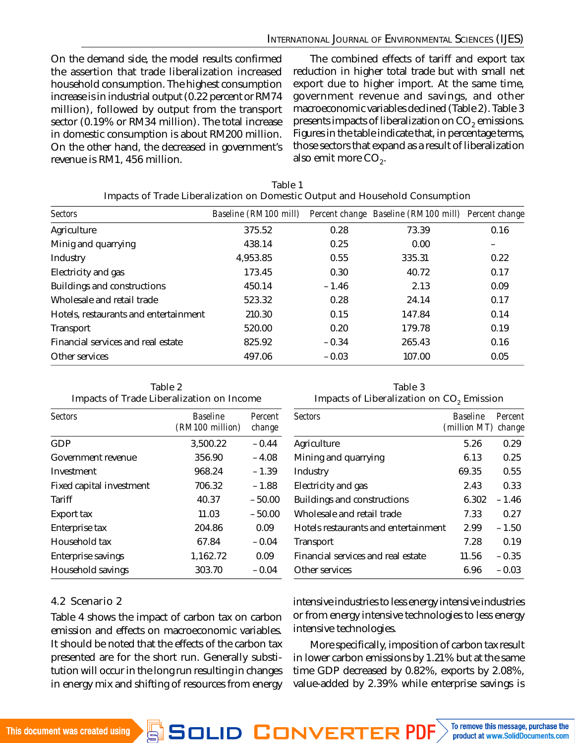On the demand side, the model results confirmed the assertion that trade liberalization increased household consumption. The highest consumption increase is in industrial output (0.22 percent or RM74 million), followed by output from the transport sector (0.19% or RM34 million). The total increase in domestic consumption is about RM200 million. On the other hand, the decreased in government's revenue is RM1, 456 million.

The combined effects of tariff and export tax reduction in higher total trade but with small net export due to higher import. At the same time, government revenue and savings, and other macroeconomic variables declined (Table 2). Table 3 presents impacts of liberalization on $CO_2$ emissions. Figures in the table indicate that, in percentage terms, those sectors that expand as a result of liberalization also emit more $CO_2$.

Table 1
Impacts of Trade Liberalization on Domestic Output and Household Consumption

| Sectors | Baseline (RM100 mill) | Percent change | Baseline (RM100 mill) | Percent change |
|---|---|---|---|---|
| Agriculture | 375.52 | 0.28 | 73.39 | 0.16 |
| Minig and quarrying | 438.14 | 0.25 | 0.00 | – |
| Industry | 4,953.85 | 0.55 | 335.31 | 0.22 |
| Electricity and gas | 173.45 | 0.30 | 40.72 | 0.17 |
| Buildings and constructions | 450.14 | – 1.46 | 2.13 | 0.09 |
| Wholesale and retail trade | 523.32 | 0.28 | 24.14 | 0.17 |
| Hotels, restaurants and entertainment | 210.30 | 0.15 | 147.84 | 0.14 |
| Transport | 520.00 | 0.20 | 179.78 | 0.19 |
| Financial services and real estate | 825.92 | – 0.34 | 265.43 | 0.16 |
| Other services | 497.06 | – 0.03 | 107.00 | 0.05 |

Table 2
Impacts of Trade Liberalization on Income

| Sectors | Baseline (RM100 million) | Percent change |
|---|---|---|
| GDP | 3,500.22 | – 0.44 |
| Government revenue | 356.90 | – 4.08 |
| Investment | 968.24 | – 1.39 |
| Fixed capital investment | 706.32 | – 1.88 |
| Tariff | 40.37 | – 50.00 |
| Export tax | 11.03 | – 50.00 |
| Enterprise tax | 204.86 | 0.09 |
| Household tax | 67.84 | – 0.04 |
| Enterprise savings | 1,162.72 | 0.09 |
| Household savings | 303.70 | – 0.04 |

Table 3
Impacts of Liberalization on $CO_2$ Emission

| Sectors | Baseline (million MT) | Percent change |
|---|---|---|
| Agriculture | 5.26 | 0.29 |
| Mining and quarrying | 6.13 | 0.25 |
| Industry | 69.35 | 0.55 |
| Electricity and gas | 2.43 | 0.33 |
| Buildings and constructions | 6.302 | – 1.46 |
| Wholesale and retail trade | 7.33 | 0.27 |
| Hotels restaurants and entertainment | 2.99 | – 1.50 |
| Transport | 7.28 | 0.19 |
| Financial services and real estate | 11.56 | – 0.35 |
| Other services | 6.96 | – 0.03 |

### 4.2 Scenario 2

Table 4 shows the impact of carbon tax on carbon emission and effects on macroeconomic variables. It should be noted that the effects of the carbon tax presented are for the short run. Generally substitution will occur in the long run resulting in changes in energy mix and shifting of resources from energy intensive industries to less energy intensive industries or from energy intensive technologies to less energy intensive technologies.

More specifically, imposition of carbon tax result in lower carbon emissions by 1.21% but at the same time GDP decreased by 0.82%, exports by 2.08%, value-added by 2.39% while enterprise savings is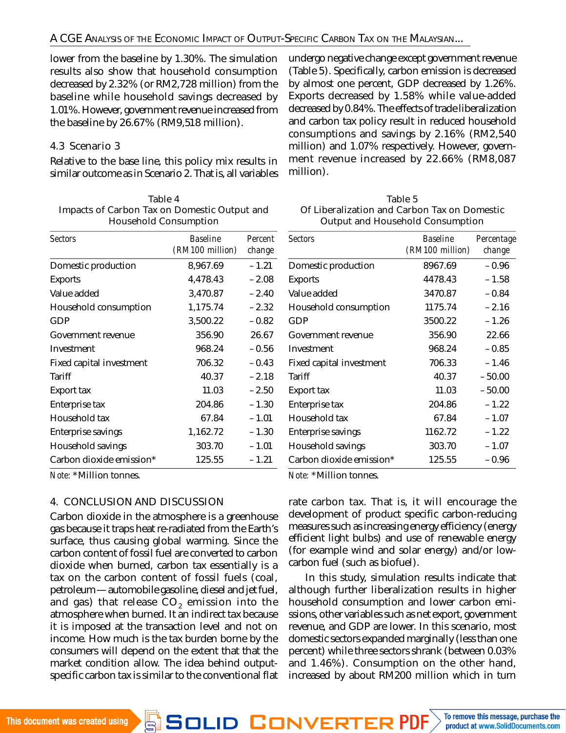lower from the baseline by 1.30%. The simulation results also show that household consumption decreased by 2.32% (or RM2,728 million) from the baseline while household savings decreased by 1.01%. However, government revenue increased from the baseline by 26.67% (RM9,518 million).

### 4.3 Scenario 3

Relative to the base line, this policy mix results in similar outcome as in Scenario 2. That is, all variables undergo negative change except government revenue (Table 5). Specifically, carbon emission is decreased by almost one percent, GDP decreased by 1.26%. Exports decreased by 1.58% while value-added decreased by 0.84%. The effects of trade liberalization and carbon tax policy result in reduced household consumptions and savings by 2.16% (RM2,540 million) and 1.07% respectively. However, government revenue increased by 22.66% (RM8,087 million).

Table 4
Impacts of Carbon Tax on Domestic Output and Household Consumption

| Sectors | Baseline (RM100 million) | Percent change |
|---|---|---|
| Domestic production | 8,967.69 | – 1.21 |
| Exports | 4,478.43 | – 2.08 |
| Value added | 3,470.87 | – 2.40 |
| Household consumption | 1,175.74 | – 2.32 |
| GDP | 3,500.22 | – 0.82 |
| Government revenue | 356.90 | 26.67 |
| Investment | 968.24 | – 0.56 |
| Fixed capital investment | 706.32 | – 0.43 |
| Tariff | 40.37 | – 2.18 |
| Export tax | 11.03 | – 2.50 |
| Enterprise tax | 204.86 | – 1.30 |
| Household tax | 67.84 | – 1.01 |
| Enterprise savings | 1,162.72 | – 1.30 |
| Household savings | 303.70 | – 1.01 |
| Carbon dioxide emission* | 125.55 | – 1.21 |

*Note:* *Million tonnes.

Table 5
Of Liberalization and Carbon Tax on Domestic Output and Household Consumption

| Sectors | Baseline (RM100 million) | Percentage change |
|---|---|---|
| Domestic production | 8967.69 | – 0.96 |
| Exports | 4478.43 | – 1.58 |
| Value added | 3470.87 | – 0.84 |
| Household consumption | 1175.74 | – 2.16 |
| GDP | 3500.22 | – 1.26 |
| Government revenue | 356.90 | 22.66 |
| Investment | 968.24 | – 0.85 |
| Fixed capital investment | 706.33 | – 1.46 |
| Tariff | 40.37 | – 50.00 |
| Export tax | 11.03 | – 50.00 |
| Enterprise tax | 204.86 | – 1.22 |
| Household tax | 67.84 | – 1.07 |
| Enterprise savings | 1162.72 | – 1.22 |
| Household savings | 303.70 | – 1.07 |
| Carbon dioxide emission* | 125.55 | – 0.96 |

*Note:* *Million tonnes.

## 4. CONCLUSION AND DISCUSSION

Carbon dioxide in the atmosphere is a greenhouse gas because it traps heat re-radiated from the Earth's surface, thus causing global warming. Since the carbon content of fossil fuel are converted to carbon dioxide when burned, carbon tax essentially is a tax on the carbon content of fossil fuels (coal, petroleum — automobile gasoline, diesel and jet fuel, and gas) that release $CO_2$ emission into the atmosphere when burned. It an indirect tax because it is imposed at the transaction level and not on income. How much is the tax burden borne by the consumers will depend on the extent that that the market condition allow. The idea behind output-specific carbon tax is similar to the conventional flat rate carbon tax. That is, it will encourage the development of product specific carbon-reducing measures such as increasing energy efficiency (energy efficient light bulbs) and use of renewable energy (for example wind and solar energy) and/or low-carbon fuel (such as biofuel).

In this study, simulation results indicate that although further liberalization results in higher household consumption and lower carbon emissions, other variables such as net export, government revenue, and GDP are lower. In this scenario, most domestic sectors expanded marginally (less than one percent) while three sectors shrank (between 0.03% and 1.46%). Consumption on the other hand, increased by about RM200 million which in turn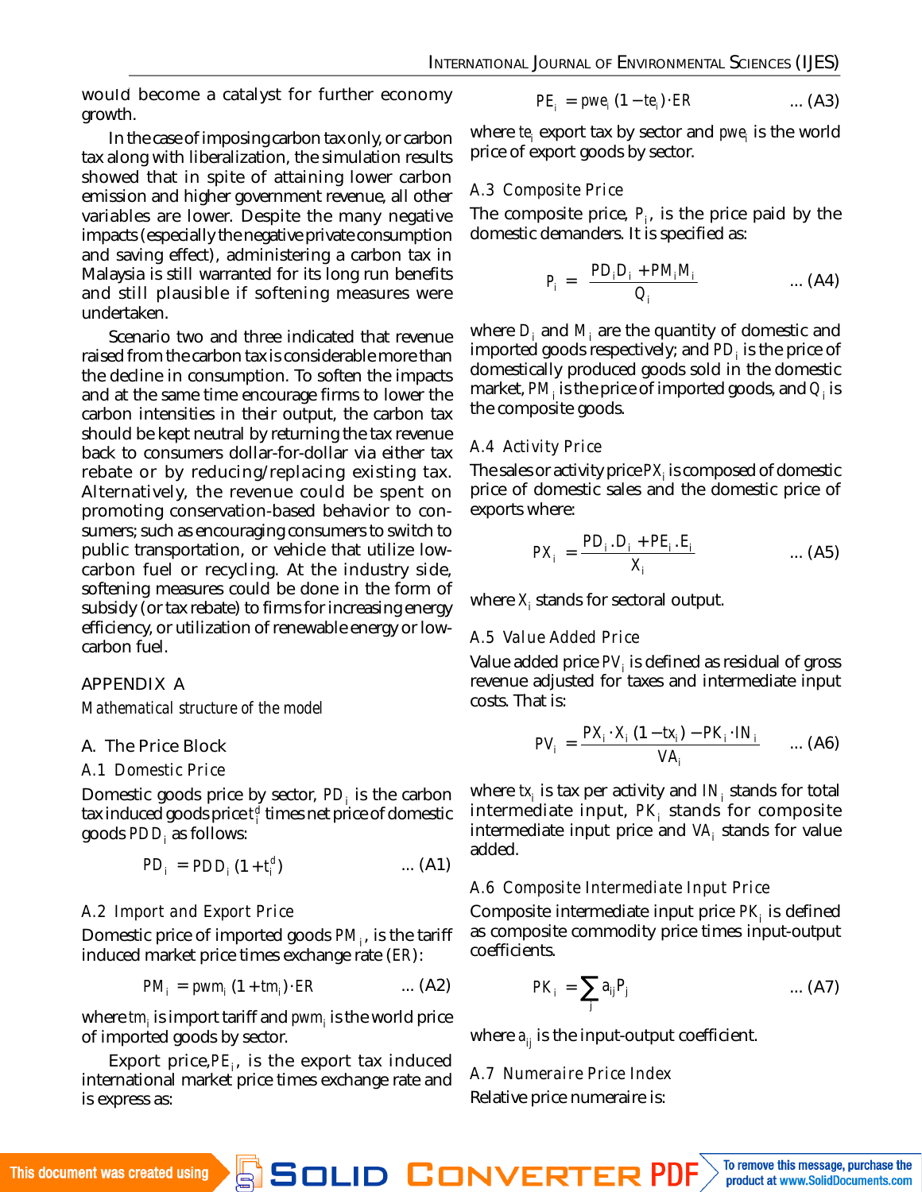would become a catalyst for further economy growth.

In the case of imposing carbon tax only, or carbon tax along with liberalization, the simulation results showed that in spite of attaining lower carbon emission and higher government revenue, all other variables are lower. Despite the many negative impacts (especially the negative private consumption and saving effect), administering a carbon tax in Malaysia is still warranted for its long run benefits and still plausible if softening measures were undertaken.

Scenario two and three indicated that revenue raised from the carbon tax is considerable more than the decline in consumption. To soften the impacts and at the same time encourage firms to lower the carbon intensities in their output, the carbon tax should be kept neutral by returning the tax revenue back to consumers dollar-for-dollar via either tax rebate or by reducing/replacing existing tax. Alternatively, the revenue could be spent on promoting conservation-based behavior to consumers; such as encouraging consumers to switch to public transportation, or vehicle that utilize low-carbon fuel or recycling. At the industry side, softening measures could be done in the form of subsidy (or tax rebate) to firms for increasing energy efficiency, or utilization of renewable energy or low-carbon fuel.

## APPENDIX A

*Mathematical structure of the model*

### A. The Price Block

#### A.1 Domestic Price

Domestic goods price by sector, $PD_i$ is the carbon tax induced goods price $t_i^d$ times net price of domestic goods $PDD_i$ as follows:

$$PD_i = PDD_i\,(1 + t_i^d) \qquad \text{... (A1)}$$

#### A.2 Import and Export Price

Domestic price of imported goods $PM_i$, is the tariff induced market price times exchange rate ($ER$):

$$PM_i = pwm_i\,(1 + tm_i) \cdot ER \qquad \text{... (A2)}$$

where $tm_i$ is import tariff and $pwm_i$ is the world price of imported goods by sector.

Export price, $PE_i$, is the export tax induced international market price times exchange rate and is express as:

$$PE_i = pwe_i\,(1 - te_i) \cdot ER \qquad \text{... (A3)}$$

where $te_i$ export tax by sector and $pwe_i$ is the world price of export goods by sector.

#### A.3 Composite Price

The composite price, $P_i$, is the price paid by the domestic demanders. It is specified as:

$$P_i = \frac{PD_i D_i + PM_i M_i}{Q_i} \qquad \text{... (A4)}$$

where $D_i$ and $M_i$ are the quantity of domestic and imported goods respectively; and $PD_i$ is the price of domestically produced goods sold in the domestic market, $PM_i$ is the price of imported goods, and $Q_i$ is the composite goods.

#### A.4 Activity Price

The sales or activity price $PX_i$ is composed of domestic price of domestic sales and the domestic price of exports where:

$$PX_i = \frac{PD_i . D_i + PE_i . E_i}{X_i} \qquad \text{... (A5)}$$

where $X_i$ stands for sectoral output.

#### A.5 Value Added Price

Value added price $PV_i$ is defined as residual of gross revenue adjusted for taxes and intermediate input costs. That is:

$$PV_i = \frac{PX_i \cdot X_i\,(1 - tx_i) - PK_i \cdot IN_i}{VA_i} \qquad \text{... (A6)}$$

where $tx_i$ is tax per activity and $IN_i$ stands for total intermediate input, $PK_i$ stands for composite intermediate input price and $VA_i$ stands for value added.

#### A.6 Composite Intermediate Input Price

Composite intermediate input price $PK_i$ is defined as composite commodity price times input-output coefficients.

$$PK_i = \sum_j a_{ij} P_j \qquad \text{... (A7)}$$

where $a_{ij}$ is the input-output coefficient.

#### A.7 Numeraire Price Index

Relative price numeraire is: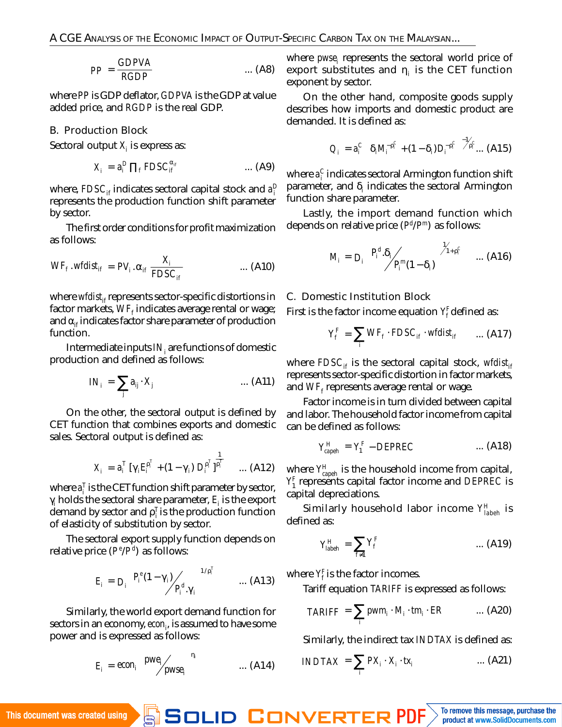$$PP = \frac{GDPVA}{RGDP} \quad \text{... (A8)}$$

where $PP$ is GDP deflator, $GDPVA$ is the GDP at value added price, and $RGDP$ is the real GDP.

## B. Production Block

Sectoral output $X_i$ is express as:

$$X_i = a_i^D \prod_f FDSC_{if}^{\alpha_{if}} \quad \text{... (A9)}$$

where, $FDSC_{if}$ indicates sectoral capital stock and $a_i^D$ represents the production function shift parameter by sector.

The first order conditions for profit maximization as follows:

$$WF_f . wfdist_{if} = PV_i . \alpha_{if} \frac{X_i}{FDSC_{if}} \quad \text{... (A10)}$$

where $wfdist_{if}$ represents sector-specific distortions in factor markets, $WF_f$ indicates average rental or wage; and $\alpha_{if}$ indicates factor share parameter of production function.

Intermediate inputs $IN_i$ are functions of domestic production and defined as follows:

$$IN_i = \sum_j a_{ij} \cdot X_j \quad \text{... (A11)}$$

On the other, the sectoral output is defined by CET function that combines exports and domestic sales. Sectoral output is defined as:

$$X_i = a_i^T [\gamma_i E_i^{\rho_i^T} + (1-\gamma_i) D_i^{\rho_i^T}]^{\frac{1}{\rho_i^T}} \quad \text{... (A12)}$$

where $a_i^T$ is the CET function shift parameter by sector, $\gamma_i$ holds the sectoral share parameter, $E_i$ is the export demand by sector and $\rho_i^T$ is the production function of elasticity of substitution by sector.

The sectoral export supply function depends on relative price ($P^e/P^d$) as follows:

$$E_i = D_i \left[ \frac{P_i^e (1-\gamma_i)}{P_i^d . \gamma_i} \right]^{1/\rho_i^T} \quad \text{... (A13)}$$

Similarly, the world export demand function for sectors in an economy, $econ_i$, is assumed to have some power and is expressed as follows:

$$E_i = econ_i \left( \frac{pwe_i}{pwse_i} \right)^{\eta_i} \quad \text{... (A14)}$$

where $pwse_i$ represents the sectoral world price of export substitutes and $\eta_i$ is the CET function exponent by sector.

On the other hand, composite goods supply describes how imports and domestic product are demanded. It is defined as:

$$Q_i = a_i^C \left[ \delta_i M_i^{-\rho_i^c} + (1-\delta_i) D_i^{-\rho_i^c} \right]^{-1/\rho_i^c} \quad \text{... (A15)}$$

where $a_i^C$ indicates sectoral Armington function shift parameter, and $\delta_i$ indicates the sectoral Armington function share parameter.

Lastly, the import demand function which depends on relative price ($P^d/P^m$) as follows:

$$M_i = D_i \left[ \frac{P_i^d . \delta_i}{P_i^m (1-\delta_i)} \right]^{1/(1+\rho_i^c)} \quad \text{... (A16)}$$

## C. Domestic Institution Block

First is the factor income equation $Y_f^F$ defined as:

$$Y_f^F = \sum_i WF_f \cdot FDSC_{if} \cdot wfdist_{if} \quad \text{... (A17)}$$

where $FDSC_{if}$ is the sectoral capital stock, $wfdist_{if}$ represents sector-specific distortion in factor markets, and $WF_f$ represents average rental or wage.

Factor income is in turn divided between capital and labor. The household factor income from capital can be defined as follows:

$$Y_{capeh}^H = Y_1^F - DEPREC \quad \text{... (A18)}$$

where $Y_{capeh}^H$ is the household income from capital, $Y_1^F$ represents capital factor income and $DEPREC$ is capital depreciations.

Similarly household labor income $Y_{labeh}^H$ is defined as:

$$Y_{labeh}^H = \sum_{f \neq 1} Y_f^F \quad \text{... (A19)}$$

where $Y_f^F$ is the factor incomes.

Tariff equation $TARIFF$ is expressed as follows:

$$TARIFF = \sum_i pwm_i \cdot M_i \cdot tm_i \cdot ER \quad \text{... (A20)}$$

Similarly, the indirect tax $INDTAX$ is defined as:

$$INDTAX = \sum_i PX_i \cdot X_i \cdot tx_i \quad \text{... (A21)}$$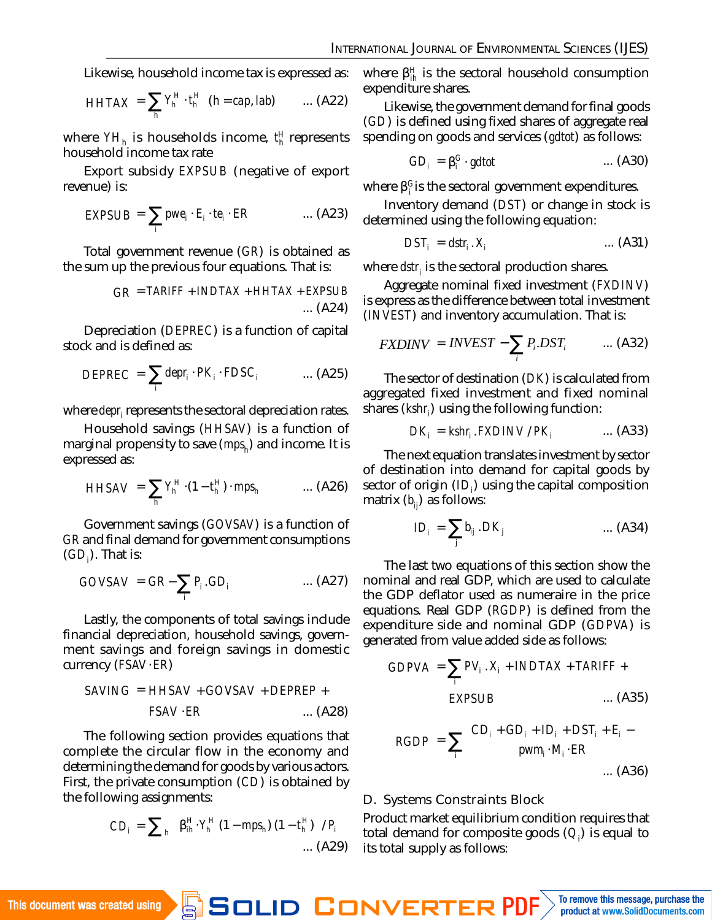Likewise, household income tax is expressed as:

$$HHTAX = \sum_h Y_h^H \cdot t_h^H \quad (h = cap, lab) \qquad \text{... (A22)}$$

where $YH_h$ is households income, $t_h^H$ represents household income tax rate

Export subsidy $EXPSUB$ (negative of export revenue) is:

$$EXPSUB = \sum_i pwe_i \cdot E_i \cdot te_i \cdot ER \qquad \text{... (A23)}$$

Total government revenue ($GR$) is obtained as the sum up the previous four equations. That is:

$$GR = TARIFF + INDTAX + HHTAX + EXPSUB \qquad \text{... (A24)}$$

Depreciation ($DEPREC$) is a function of capital stock and is defined as:

$$DEPREC = \sum_i depr_i \cdot PK_i \cdot FDSC_i \qquad \text{... (A25)}$$

where $depr_i$ represents the sectoral depreciation rates.

Household savings ($HHSAV$) is a function of marginal propensity to save ($mps_h$) and income. It is expressed as:

$$HHSAV = \sum_h Y_h^H \cdot (1 - t_h^H) \cdot mps_h \qquad \text{... (A26)}$$

Government savings ($GOVSAV$) is a function of $GR$ and final demand for government consumptions ($GD_i$). That is:

$$GOVSAV = GR - \sum_i P_i . GD_i \qquad \text{... (A27)}$$

Lastly, the components of total savings include financial depreciation, household savings, government savings and foreign savings in domestic currency ($FSAV \cdot ER$)

$$SAVING = HHSAV + GOVSAV + DEPREP + FSAV \cdot ER \qquad \text{... (A28)}$$

The following section provides equations that complete the circular flow in the economy and determining the demand for goods by various actors. First, the private consumption ($CD$) is obtained by the following assignments:

$$CD_i = \sum_h \beta_{ih}^H \cdot Y_h^H \; (1 - mps_h) \, (1 - t_h^H) \; / P_i \qquad \text{... (A29)}$$

where $\beta_{ih}^H$ is the sectoral household consumption expenditure shares.

Likewise, the government demand for final goods ($GD$) is defined using fixed shares of aggregate real spending on goods and services ($gdtot$) as follows:

$$GD_i = \beta_i^G \cdot gdtot \qquad \text{... (A30)}$$

where $\beta_i^G$ is the sectoral government expenditures.

Inventory demand ($DST$) or change in stock is determined using the following equation:

$$DST_i = dstr_i . X_i \qquad \text{... (A31)}$$

where $dstr_i$ is the sectoral production shares.

Aggregate nominal fixed investment ($FXDINV$) is express as the difference between total investment ($INVEST$) and inventory accumulation. That is:

$$FXDINV = INVEST - \sum_i P_i . DST_i \qquad \text{... (A32)}$$

The sector of destination ($DK$) is calculated from aggregated fixed investment and fixed nominal shares ($kshr_i$) using the following function:

$$DK_i = kshr_i . FXDINV / PK_i \qquad \text{... (A33)}$$

The next equation translates investment by sector of destination into demand for capital goods by sector of origin ($ID_i$) using the capital composition matrix ($b_{ij}$) as follows:

$$ID_i = \sum_j b_{ij} . DK_j \qquad \text{... (A34)}$$

The last two equations of this section show the nominal and real GDP, which are used to calculate the GDP deflator used as numeraire in the price equations. Real GDP ($RGDP$) is defined from the expenditure side and nominal GDP ($GDPVA$) is generated from value added side as follows:

$$GDPVA = \sum_i PV_i . X_i + INDTAX + TARIFF + EXPSUB \qquad \text{... (A35)}$$

$$RGDP = \sum_i \begin{matrix} CD_i + GD_i + ID_i + DST_i + E_i - \\ pwm_i \cdot M_i \cdot ER \end{matrix} \qquad \text{... (A36)}$$

## D. Systems Constraints Block

Product market equilibrium condition requires that total demand for composite goods ($Q_i$) is equal to its total supply as follows: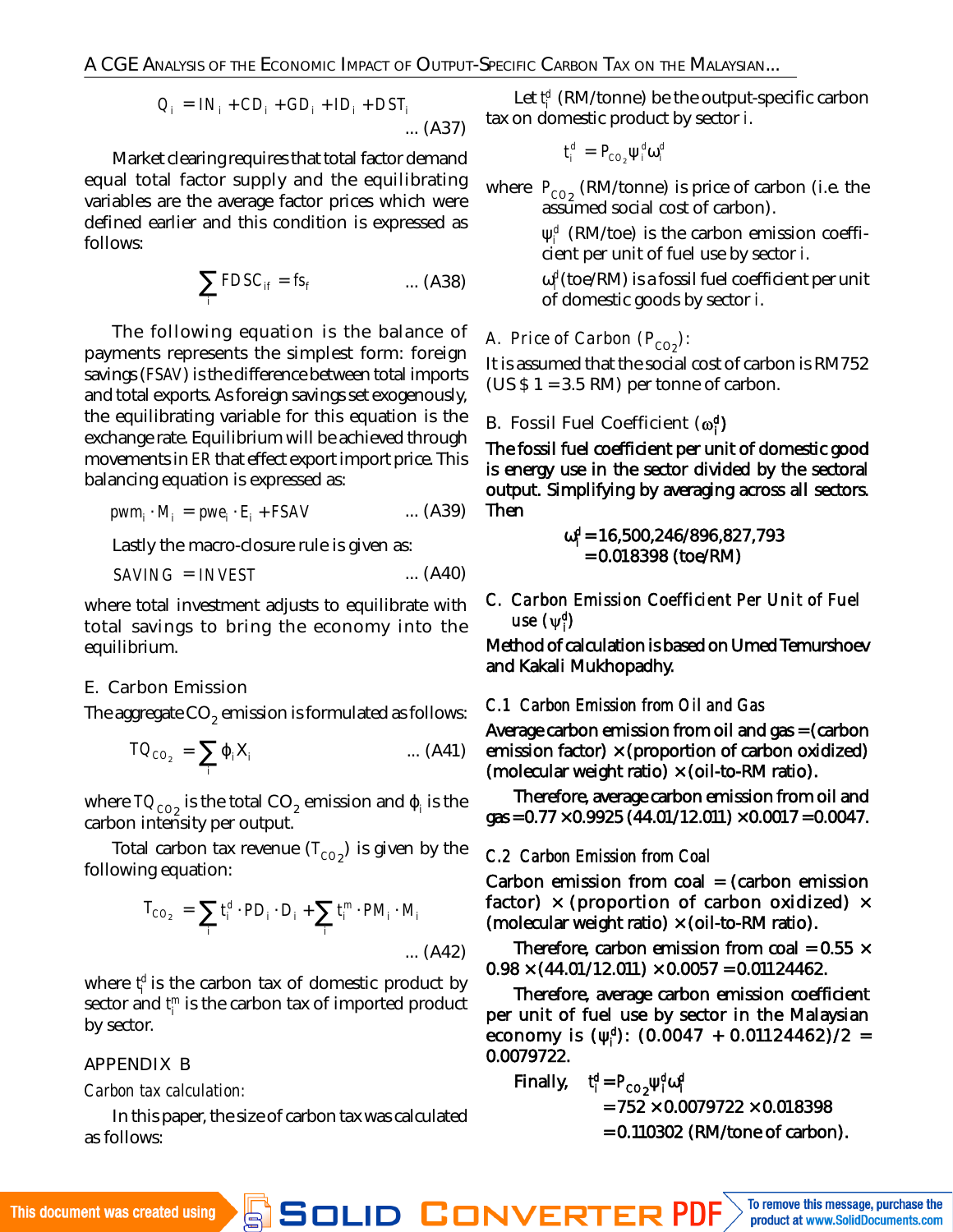$$Q_i = IN_i + CD_i + GD_i + ID_i + DST_i \quad \text{... (A37)}$$

Market clearing requires that total factor demand equal total factor supply and the equilibrating variables are the average factor prices which were defined earlier and this condition is expressed as follows:

$$\sum_i FDSC_{if} = fs_f \quad \text{... (A38)}$$

The following equation is the balance of payments represents the simplest form: foreign savings (*FSAV*) is the difference between total imports and total exports. As foreign savings set exogenously, the equilibrating variable for this equation is the exchange rate. Equilibrium will be achieved through movements in *ER* that effect export import price. This balancing equation is expressed as:

$$pwm_i \cdot M_i = pwe_i \cdot E_i + FSAV \quad \text{... (A39)}$$

Lastly the macro-closure rule is given as:

$$SAVING = INVEST \quad \text{... (A40)}$$

where total investment adjusts to equilibrate with total savings to bring the economy into the equilibrium.

## E. Carbon Emission

The aggregate $CO_2$ emission is formulated as follows:

$$TQ_{CO_2} = \sum_i \phi_i X_i \quad \text{... (A41)}$$

where $TQ_{CO_2}$ is the total $CO_2$ emission and $\phi_i$ is the carbon intensity per output.

Total carbon tax revenue ($T_{CO_2}$) is given by the following equation:

$$T_{CO_2} = \sum_i t_i^d \cdot PD_i \cdot D_i + \sum_i t_i^m \cdot PM_i \cdot M_i \quad \text{... (A42)}$$

where $t_i^d$ is the carbon tax of domestic product by sector and $t_i^m$ is the carbon tax of imported product by sector.

## APPENDIX B

*Carbon tax calculation:*

In this paper, the size of carbon tax was calculated as follows:

Let $t_i^d$ (RM/tonne) be the output-specific carbon tax on domestic product by sector *i*.

$$t_i^d = P_{CO_2} \psi_i^d \omega_i^d$$

where $P_{CO_2}$ (RM/tonne) is price of carbon (i.e. the assumed social cost of carbon).

$\psi_i^d$ (RM/toe) is the carbon emission coefficient per unit of fuel use by sector *i*.

$\omega_i^d$ (toe/RM) is a fossil fuel coefficient per unit of domestic goods by sector *i*.

### A. Price of Carbon ($P_{CO_2}$):

It is assumed that the social cost of carbon is RM752 (US$ 1 = 3.5 RM) per tonne of carbon.

### B. Fossil Fuel Coefficient ($\omega_i^d$)

The fossil fuel coefficient per unit of domestic good is energy use in the sector divided by the sectoral output. Simplifying by averaging across all sectors. Then

$$\omega_i^d = 16{,}500{,}246/896{,}827{,}793 = 0.018398 \text{ (toe/RM)}$$

### C. Carbon Emission Coefficient Per Unit of Fuel use ($\psi_i^d$)

Method of calculation is based on Umed Temurshoev and Kakali Mukhopadhy.

#### C.1 Carbon Emission from Oil and Gas

Average carbon emission from oil and gas = (carbon emission factor) × (proportion of carbon oxidized) (molecular weight ratio) × (oil-to-RM ratio).

Therefore, average carbon emission from oil and gas = 0.77 × 0.9925 (44.01/12.011) × 0.0017 = 0.0047.

#### C.2 Carbon Emission from Coal

Carbon emission from coal = (carbon emission factor) × (proportion of carbon oxidized) × (molecular weight ratio) × (oil-to-RM ratio).

Therefore, carbon emission from coal = 0.55 × 0.98 × (44.01/12.011) × 0.0057 = 0.01124462.

Therefore, average carbon emission coefficient per unit of fuel use by sector in the Malaysian economy is ($\psi_i^d$): (0.0047 + 0.01124462)/2 = 0.0079722.

Finally,
$$t_i^d = P_{CO_2} \psi_i^d \omega_i^d = 752 \times 0.0079722 \times 0.018398 = 0.110302 \text{ (RM/tone of carbon).}$$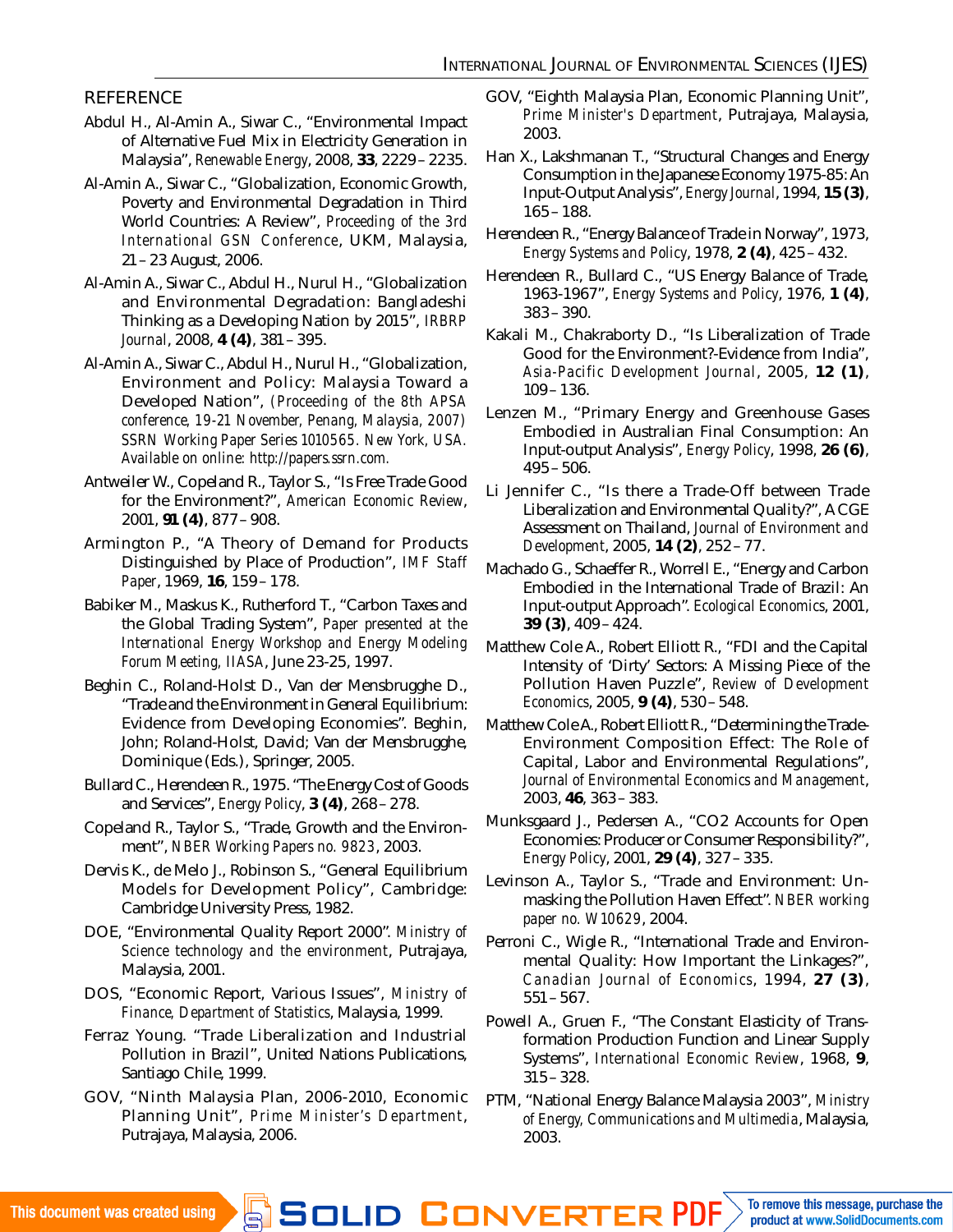## REFERENCE

Abdul H., Al-Amin A., Siwar C., "Environmental Impact of Alternative Fuel Mix in Electricity Generation in Malaysia", *Renewable Energy*, 2008, **33**, 2229 – 2235.

Al-Amin A., Siwar C., "Globalization, Economic Growth, Poverty and Environmental Degradation in Third World Countries: A Review", *Proceeding of the 3rd International GSN Conference*, UKM, Malaysia, 21 – 23 August, 2006.

Al-Amin A., Siwar C., Abdul H., Nurul H., "Globalization and Environmental Degradation: Bangladeshi Thinking as a Developing Nation by 2015", *IRBRP Journal*, 2008, **4 (4)**, 381 – 395.

Al-Amin A., Siwar C., Abdul H., Nurul H., "Globalization, Environment and Policy: Malaysia Toward a Developed Nation", *(Proceeding of the 8th APSA conference, 19-21 November, Penang, Malaysia, 2007) SSRN Working Paper Series 1010565. New York, USA. Available on online: http://papers.ssrn.com.*

Antweiler W., Copeland R., Taylor S., "Is Free Trade Good for the Environment?", *American Economic Review*, 2001, **91 (4)**, 877 – 908.

Armington P., "A Theory of Demand for Products Distinguished by Place of Production", *IMF Staff Paper*, 1969, **16**, 159 – 178.

Babiker M., Maskus K., Rutherford T., "Carbon Taxes and the Global Trading System", *Paper presented at the International Energy Workshop and Energy Modeling Forum Meeting, IIASA*, June 23-25, 1997.

Beghin C., Roland-Holst D., Van der Mensbrugghe D., "Trade and the Environment in General Equilibrium: Evidence from Developing Economies". Beghin, John; Roland-Holst, David; Van der Mensbrugghe, Dominique (Eds.), Springer, 2005.

Bullard C., Herendeen R., 1975. "The Energy Cost of Goods and Services", *Energy Policy*, **3 (4)**, 268 – 278.

Copeland R., Taylor S., "Trade, Growth and the Environment", *NBER Working Papers no. 9823*, 2003.

Dervis K., de Melo J., Robinson S., "General Equilibrium Models for Development Policy", Cambridge: Cambridge University Press, 1982.

DOE, "Environmental Quality Report 2000". *Ministry of Science technology and the environment*, Putrajaya, Malaysia, 2001.

DOS, "Economic Report, Various Issues", *Ministry of Finance, Department of Statistics*, Malaysia, 1999.

Ferraz Young. "Trade Liberalization and Industrial Pollution in Brazil", United Nations Publications, Santiago Chile, 1999.

GOV, "Ninth Malaysia Plan, 2006-2010, Economic Planning Unit", *Prime Minister's Department*, Putrajaya, Malaysia, 2006.

GOV, "Eighth Malaysia Plan, Economic Planning Unit", *Prime Minister's Department*, Putrajaya, Malaysia, 2003.

Han X., Lakshmanan T., "Structural Changes and Energy Consumption in the Japanese Economy 1975-85: An Input-Output Analysis", *Energy Journal*, 1994, **15 (3)**, 165 – 188.

Herendeen R., "Energy Balance of Trade in Norway", 1973, *Energy Systems and Policy*, 1978, **2 (4)**, 425 – 432.

Herendeen R., Bullard C., "US Energy Balance of Trade, 1963-1967", *Energy Systems and Policy*, 1976, **1 (4)**, 383 – 390.

Kakali M., Chakraborty D., "Is Liberalization of Trade Good for the Environment?-Evidence from India", *Asia-Pacific Development Journal*, 2005, **12 (1)**, 109 – 136.

Lenzen M., "Primary Energy and Greenhouse Gases Embodied in Australian Final Consumption: An Input-output Analysis", *Energy Policy*, 1998, **26 (6)**, 495 – 506.

Li Jennifer C., "Is there a Trade-Off between Trade Liberalization and Environmental Quality?", A CGE Assessment on Thailand, *Journal of Environment and Development*, 2005, **14 (2)**, 252 – 77.

Machado G., Schaeffer R., Worrell E., "Energy and Carbon Embodied in the International Trade of Brazil: An Input-output Approach". *Ecological Economics*, 2001, **39 (3)**, 409 – 424.

Matthew Cole A., Robert Elliott R., "FDI and the Capital Intensity of 'Dirty' Sectors: A Missing Piece of the Pollution Haven Puzzle", *Review of Development Economics*, 2005, **9 (4)**, 530 – 548.

Matthew Cole A., Robert Elliott R., "Determining the Trade-Environment Composition Effect: The Role of Capital, Labor and Environmental Regulations", *Journal of Environmental Economics and Management*, 2003, **46**, 363 – 383.

Munksgaard J., Pedersen A., "CO2 Accounts for Open Economies: Producer or Consumer Responsibility?", *Energy Policy*, 2001, **29 (4)**, 327 – 335.

Levinson A., Taylor S., "Trade and Environment: Unmasking the Pollution Haven Effect". *NBER working paper no. W10629*, 2004.

Perroni C., Wigle R., "International Trade and Environmental Quality: How Important the Linkages?", *Canadian Journal of Economics*, 1994, **27 (3)**, 551 – 567.

Powell A., Gruen F., "The Constant Elasticity of Transformation Production Function and Linear Supply Systems", *International Economic Review*, 1968, **9**, 315 – 328.

PTM, "National Energy Balance Malaysia 2003", *Ministry of Energy, Communications and Multimedia*, Malaysia, 2003.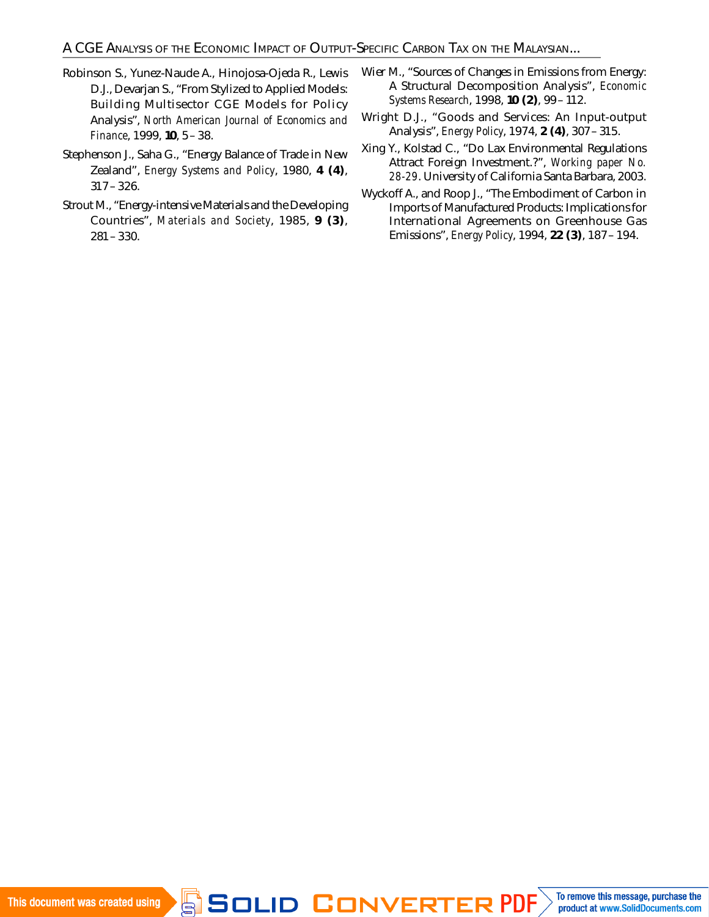Robinson S., Yunez-Naude A., Hinojosa-Ojeda R., Lewis D.J., Devarjan S., "From Stylized to Applied Models: Building Multisector CGE Models for Policy Analysis", *North American Journal of Economics and Finance*, 1999, **10**, 5 – 38.

Stephenson J., Saha G., "Energy Balance of Trade in New Zealand", *Energy Systems and Policy*, 1980, **4 (4)**, 317 – 326.

Strout M., "Energy-intensive Materials and the Developing Countries", *Materials and Society*, 1985, **9 (3)**, 281 – 330.

Wier M., "Sources of Changes in Emissions from Energy: A Structural Decomposition Analysis", *Economic Systems Research*, 1998, **10 (2)**, 99 – 112.

Wright D.J., "Goods and Services: An Input-output Analysis", *Energy Policy*, 1974, **2 (4)**, 307 – 315.

Xing Y., Kolstad C., "Do Lax Environmental Regulations Attract Foreign Investment.?", *Working paper No. 28-29*. University of California Santa Barbara, 2003.

Wyckoff A., and Roop J., "The Embodiment of Carbon in Imports of Manufactured Products: Implications for International Agreements on Greenhouse Gas Emissions", *Energy Policy*, 1994, **22 (3)**, 187 – 194.